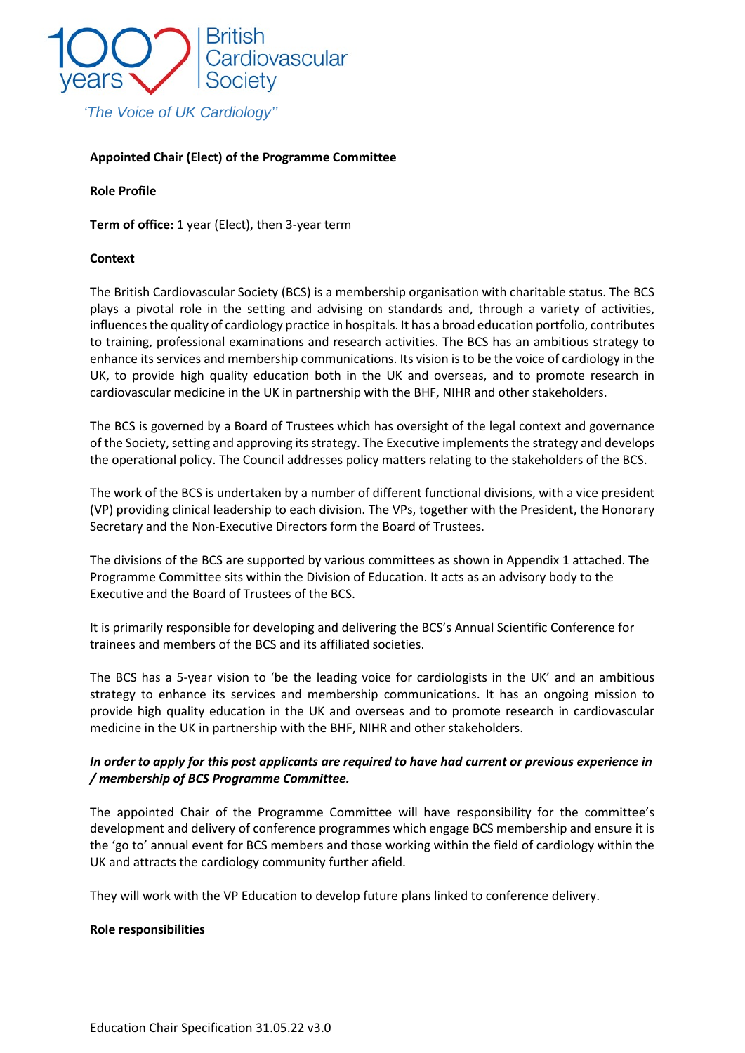100 years British Cardiovascular Society

*'The Voice of UK Cardiology''*

**Appointed Chair (Elect) of the Programme Committee**

**Role Profile**

**Term of office:** 1 year (Elect), then 3-year term

**Context**

The British Cardiovascular Society (BCS) is a membership organisation with charitable status. The BCS plays a pivotal role in the setting and advising on standards and, through a variety of activities, influences the quality of cardiology practice in hospitals. It has a broad education portfolio, contributes to training, professional examinations and research activities. The BCS has an ambitious strategy to enhance its services and membership communications. Its vision is to be the voice of cardiology in the UK, to provide high quality education both in the UK and overseas, and to promote research in cardiovascular medicine in the UK in partnership with the BHF, NIHR and other stakeholders.

The BCS is governed by a Board of Trustees which has oversight of the legal context and governance of the Society, setting and approving its strategy. The Executive implements the strategy and develops the operational policy. The Council addresses policy matters relating to the stakeholders of the BCS.

The work of the BCS is undertaken by a number of different functional divisions, with a vice president (VP) providing clinical leadership to each division. The VPs, together with the President, the Honorary Secretary and the Non-Executive Directors form the Board of Trustees.

The divisions of the BCS are supported by various committees as shown in Appendix 1 attached. The Programme Committee sits within the Division of Education. It acts as an advisory body to the Executive and the Board of Trustees of the BCS.

It is primarily responsible for developing and delivering the BCS's Annual Scientific Conference for trainees and members of the BCS and its affiliated societies.

The BCS has a 5-year vision to 'be the leading voice for cardiologists in the UK' and an ambitious strategy to enhance its services and membership communications. It has an ongoing mission to provide high quality education in the UK and overseas and to promote research in cardiovascular medicine in the UK in partnership with the BHF, NIHR and other stakeholders.

***In order to apply for this post applicants are required to have had current or previous experience in / membership of BCS Programme Committee.***

The appointed Chair of the Programme Committee will have responsibility for the committee's development and delivery of conference programmes which engage BCS membership and ensure it is the 'go to' annual event for BCS members and those working within the field of cardiology within the UK and attracts the cardiology community further afield.

They will work with the VP Education to develop future plans linked to conference delivery.

**Role responsibilities**

Education Chair Specification 31.05.22 v3.0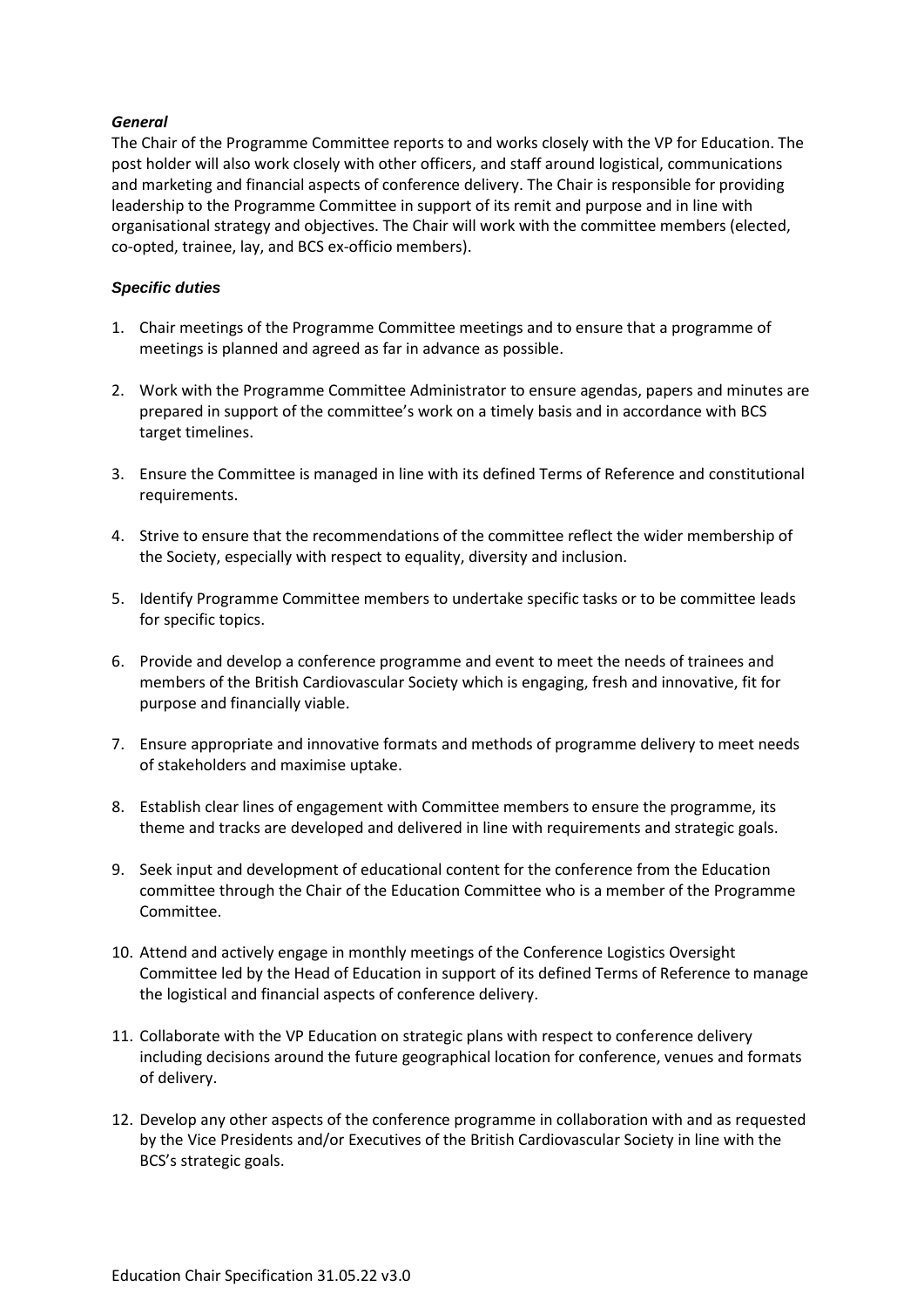***General***

The Chair of the Programme Committee reports to and works closely with the VP for Education. The post holder will also work closely with other officers, and staff around logistical, communications and marketing and financial aspects of conference delivery. The Chair is responsible for providing leadership to the Programme Committee in support of its remit and purpose and in line with organisational strategy and objectives. The Chair will work with the committee members (elected, co-opted, trainee, lay, and BCS ex-officio members).

***Specific duties***

1. Chair meetings of the Programme Committee meetings and to ensure that a programme of meetings is planned and agreed as far in advance as possible.

2. Work with the Programme Committee Administrator to ensure agendas, papers and minutes are prepared in support of the committee's work on a timely basis and in accordance with BCS target timelines.

3. Ensure the Committee is managed in line with its defined Terms of Reference and constitutional requirements.

4. Strive to ensure that the recommendations of the committee reflect the wider membership of the Society, especially with respect to equality, diversity and inclusion.

5. Identify Programme Committee members to undertake specific tasks or to be committee leads for specific topics.

6. Provide and develop a conference programme and event to meet the needs of trainees and members of the British Cardiovascular Society which is engaging, fresh and innovative, fit for purpose and financially viable.

7. Ensure appropriate and innovative formats and methods of programme delivery to meet needs of stakeholders and maximise uptake.

8. Establish clear lines of engagement with Committee members to ensure the programme, its theme and tracks are developed and delivered in line with requirements and strategic goals.

9. Seek input and development of educational content for the conference from the Education committee through the Chair of the Education Committee who is a member of the Programme Committee.

10. Attend and actively engage in monthly meetings of the Conference Logistics Oversight Committee led by the Head of Education in support of its defined Terms of Reference to manage the logistical and financial aspects of conference delivery.

11. Collaborate with the VP Education on strategic plans with respect to conference delivery including decisions around the future geographical location for conference, venues and formats of delivery.

12. Develop any other aspects of the conference programme in collaboration with and as requested by the Vice Presidents and/or Executives of the British Cardiovascular Society in line with the BCS's strategic goals.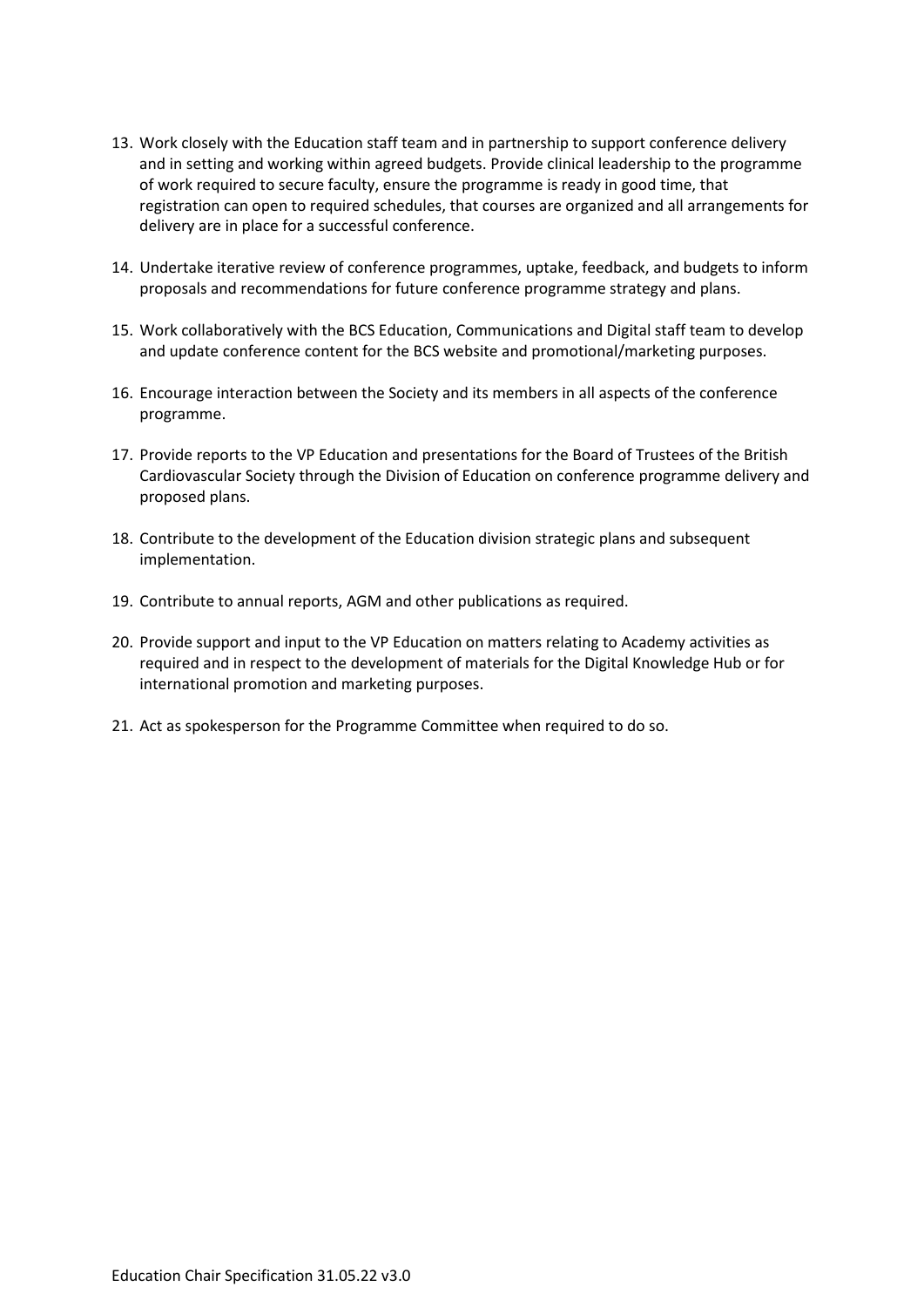13. Work closely with the Education staff team and in partnership to support conference delivery and in setting and working within agreed budgets. Provide clinical leadership to the programme of work required to secure faculty, ensure the programme is ready in good time, that registration can open to required schedules, that courses are organized and all arrangements for delivery are in place for a successful conference.

14. Undertake iterative review of conference programmes, uptake, feedback, and budgets to inform proposals and recommendations for future conference programme strategy and plans.

15. Work collaboratively with the BCS Education, Communications and Digital staff team to develop and update conference content for the BCS website and promotional/marketing purposes.

16. Encourage interaction between the Society and its members in all aspects of the conference programme.

17. Provide reports to the VP Education and presentations for the Board of Trustees of the British Cardiovascular Society through the Division of Education on conference programme delivery and proposed plans.

18. Contribute to the development of the Education division strategic plans and subsequent implementation.

19. Contribute to annual reports, AGM and other publications as required.

20. Provide support and input to the VP Education on matters relating to Academy activities as required and in respect to the development of materials for the Digital Knowledge Hub or for international promotion and marketing purposes.

21. Act as spokesperson for the Programme Committee when required to do so.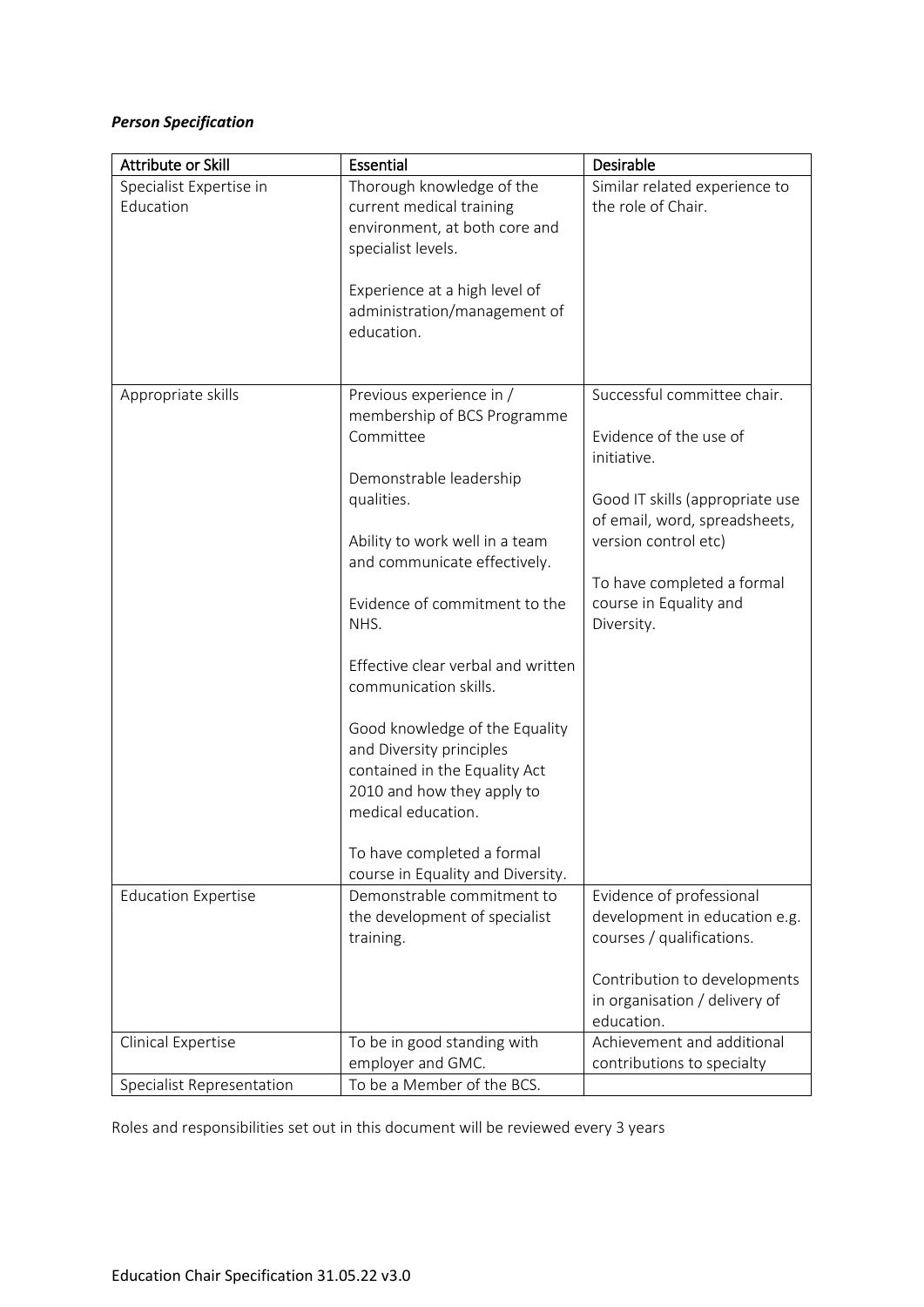***Person Specification***

| Attribute or Skill | Essential | Desirable |
|---|---|---|
| Specialist Expertise in Education | Thorough knowledge of the current medical training environment, at both core and specialist levels.<br><br>Experience at a high level of administration/management of education. | Similar related experience to the role of Chair. |
| Appropriate skills | Previous experience in / membership of BCS Programme Committee<br><br>Demonstrable leadership qualities.<br><br>Ability to work well in a team and communicate effectively.<br><br>Evidence of commitment to the NHS.<br><br>Effective clear verbal and written communication skills.<br><br>Good knowledge of the Equality and Diversity principles contained in the Equality Act 2010 and how they apply to medical education.<br><br>To have completed a formal course in Equality and Diversity. | Successful committee chair.<br><br>Evidence of the use of initiative.<br><br>Good IT skills (appropriate use of email, word, spreadsheets, version control etc)<br><br>To have completed a formal course in Equality and Diversity. |
| Education Expertise | Demonstrable commitment to the development of specialist training. | Evidence of professional development in education e.g. courses / qualifications.<br><br>Contribution to developments in organisation / delivery of education. |
| Clinical Expertise | To be in good standing with employer and GMC. | Achievement and additional contributions to specialty |
| Specialist Representation | To be a Member of the BCS. | |

Roles and responsibilities set out in this document will be reviewed every 3 years

Education Chair Specification 31.05.22 v3.0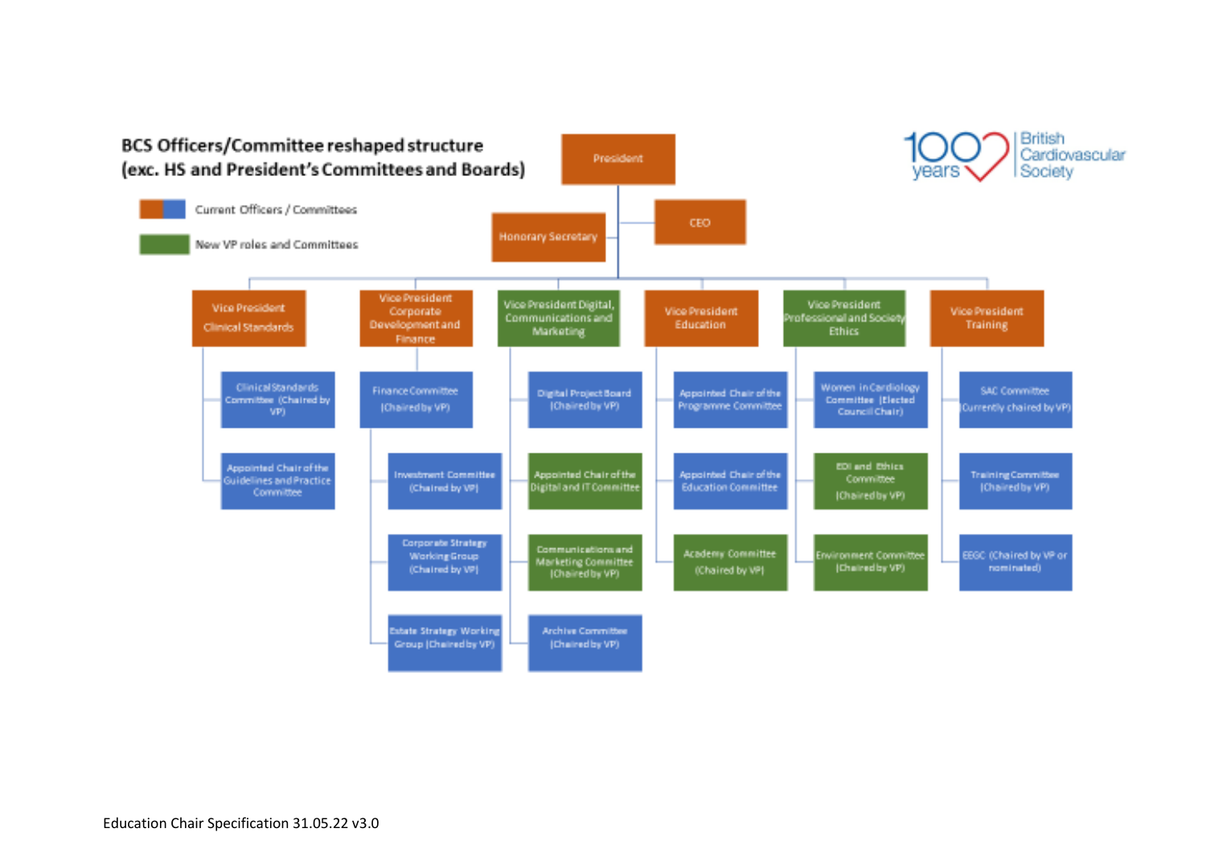**BCS Officers/Committee reshaped structure**
**(exc. HS and President's Committees and Boards)**

Current Officers / Committees

New VP roles and Committees

100 years British Cardiovascular Society

President

Honorary Secretary

CEO

Vice President Clinical Standards

- Clinical Standards Committee (Chaired by VP)
- Appointed Chair of the Guidelines and Practice Committee

Vice President Corporate Development and Finance

- Finance Committee (Chaired by VP)
- Investment Committee (Chaired by VP)
- Corporate Strategy Working Group (Chaired by VP)
- Estate Strategy Working Group (Chaired by VP)

Vice President Digital, Communications and Marketing

- Digital Project Board (Chaired by VP)
- Appointed Chair of the Digital and IT Committee
- Communications and Marketing Committee (Chaired by VP)
- Archive Committee (Chaired by VP)

Vice President Education

- Appointed Chair of the Programme Committee
- Appointed Chair of the Education Committee
- Academy Committee (Chaired by VP)

Vice President Professional and Society Ethics

- Women in Cardiology Committee (Elected Council Chair)
- EDI and Ethics Committee (Chaired by VP)
- Environment Committee (Chaired by VP)

Vice President Training

- SAC Committee (Currently chaired by VP)
- Training Committee (Chaired by VP)
- EEGC (Chaired by VP or nominated)

Education Chair Specification 31.05.22 v3.0